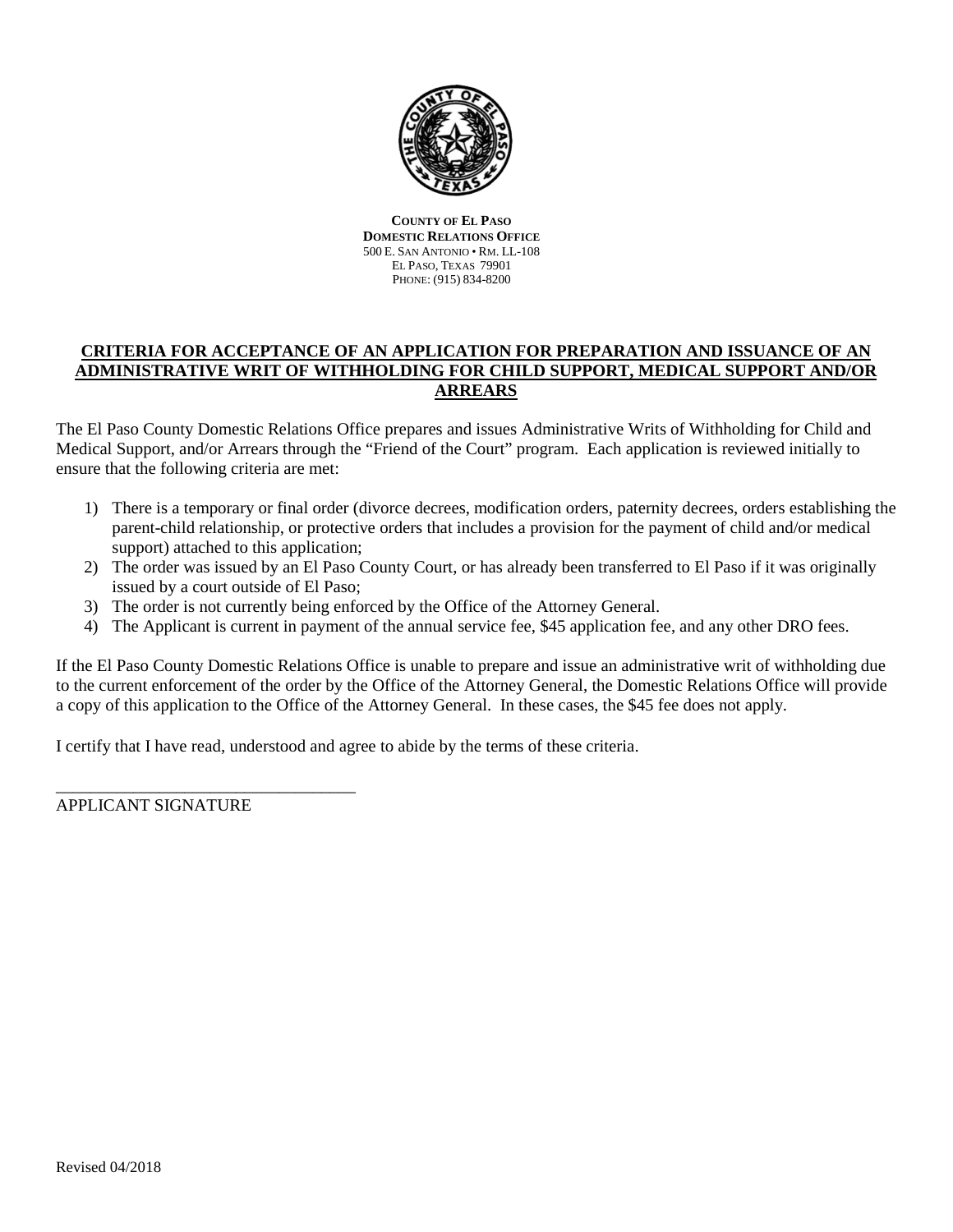**COUNTY OF EL PASO**
**DOMESTIC RELATIONS OFFICE**
500 E. SAN ANTONIO • RM. LL-108
EL PASO, TEXAS 79901
PHONE: (915) 834-8200

## CRITERIA FOR ACCEPTANCE OF AN APPLICATION FOR PREPARATION AND ISSUANCE OF AN ADMINISTRATIVE WRIT OF WITHHOLDING FOR CHILD SUPPORT, MEDICAL SUPPORT AND/OR ARREARS

The El Paso County Domestic Relations Office prepares and issues Administrative Writs of Withholding for Child and Medical Support, and/or Arrears through the "Friend of the Court" program. Each application is reviewed initially to ensure that the following criteria are met:

1) There is a temporary or final order (divorce decrees, modification orders, paternity decrees, orders establishing the parent-child relationship, or protective orders that includes a provision for the payment of child and/or medical support) attached to this application;
2) The order was issued by an El Paso County Court, or has already been transferred to El Paso if it was originally issued by a court outside of El Paso;
3) The order is not currently being enforced by the Office of the Attorney General.
4) The Applicant is current in payment of the annual service fee, $45 application fee, and any other DRO fees.

If the El Paso County Domestic Relations Office is unable to prepare and issue an administrative writ of withholding due to the current enforcement of the order by the Office of the Attorney General, the Domestic Relations Office will provide a copy of this application to the Office of the Attorney General. In these cases, the $45 fee does not apply.

I certify that I have read, understood and agree to abide by the terms of these criteria.

___________________________________
APPLICANT SIGNATURE

Revised 04/2018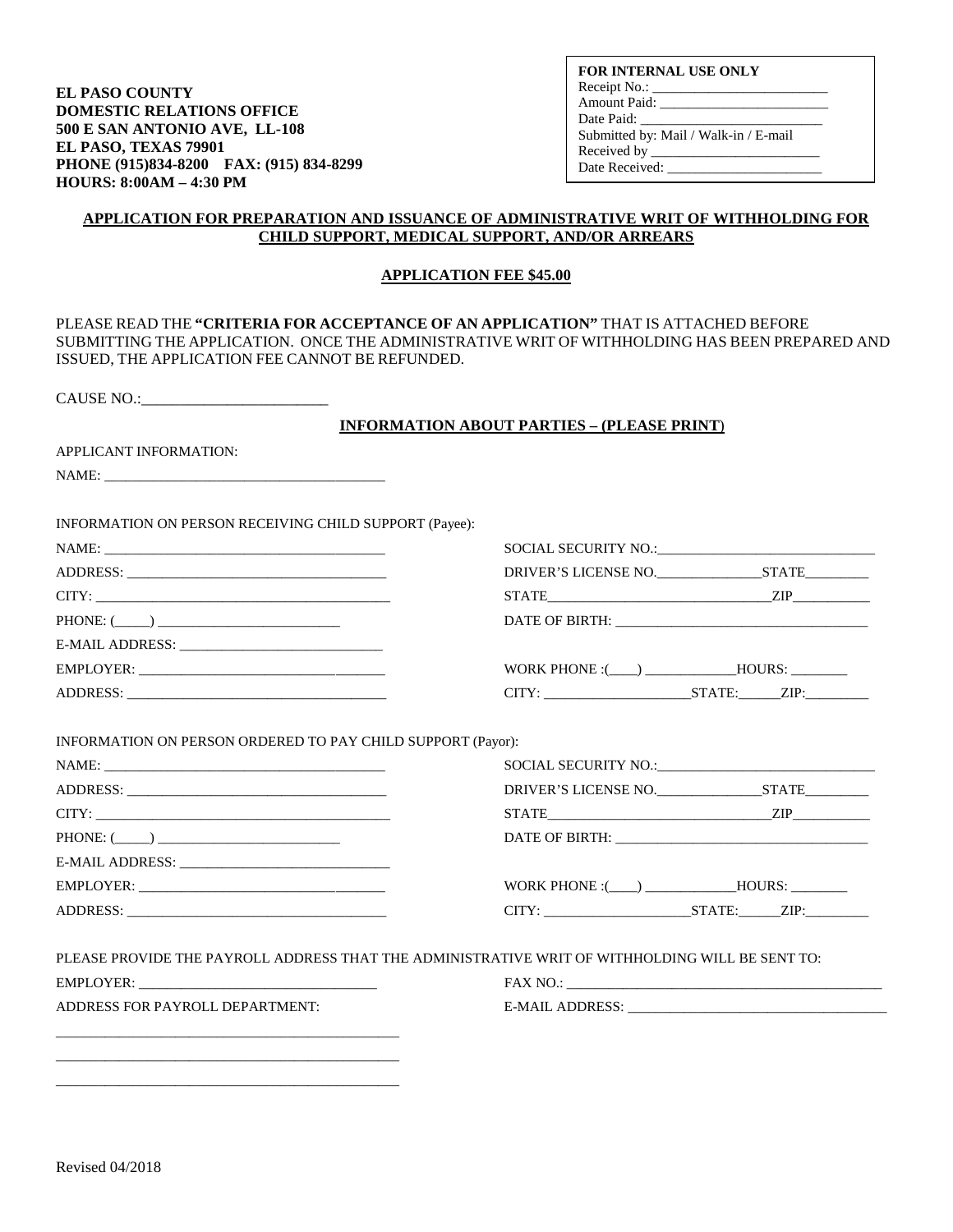**EL PASO COUNTY**
**DOMESTIC RELATIONS OFFICE**
**500 E SAN ANTONIO AVE, LL-108**
**EL PASO, TEXAS 79901**
**PHONE (915)834-8200 FAX: (915) 834-8299**
**HOURS: 8:00AM – 4:30 PM**

**FOR INTERNAL USE ONLY**
Receipt No.: ________________________
Amount Paid: ________________________
Date Paid: __________________________
Submitted by: Mail / Walk-in / E-mail
Received by ________________________
Date Received: ______________________

## APPLICATION FOR PREPARATION AND ISSUANCE OF ADMINISTRATIVE WRIT OF WITHHOLDING FOR CHILD SUPPORT, MEDICAL SUPPORT, AND/OR ARREARS

**APPLICATION FEE $45.00**

PLEASE READ THE **"CRITERIA FOR ACCEPTANCE OF AN APPLICATION"** THAT IS ATTACHED BEFORE SUBMITTING THE APPLICATION. ONCE THE ADMINISTRATIVE WRIT OF WITHHOLDING HAS BEEN PREPARED AND ISSUED, THE APPLICATION FEE CANNOT BE REFUNDED.

CAUSE NO.:________________________

### INFORMATION ABOUT PARTIES – (PLEASE PRINT)

APPLICANT INFORMATION:

NAME: ________________________________________

INFORMATION ON PERSON RECEIVING CHILD SUPPORT (Payee):

NAME: ________________________________________
ADDRESS: ______________________________________
CITY: _________________________________________
PHONE: (____) __________________________
E-MAIL ADDRESS: ____________________________
EMPLOYER: ____________________________________
ADDRESS: ______________________________________

SOCIAL SECURITY NO.:______________________________
DRIVER'S LICENSE NO.______________STATE_________
STATE_________________________________ZIP__________
DATE OF BIRTH: ____________________________________
WORK PHONE :(____) ____________HOURS: ________
CITY: ____________________STATE:______ZIP:_________

INFORMATION ON PERSON ORDERED TO PAY CHILD SUPPORT (Payor):

NAME: ________________________________________
ADDRESS: ______________________________________
CITY: _________________________________________
PHONE: (____) __________________________
E-MAIL ADDRESS: ____________________________
EMPLOYER: ____________________________________
ADDRESS: ______________________________________

SOCIAL SECURITY NO.:______________________________
DRIVER'S LICENSE NO.______________STATE_________
STATE_________________________________ZIP__________
DATE OF BIRTH: ____________________________________
WORK PHONE :(____) ____________HOURS: ________
CITY: ____________________STATE:______ZIP:_________

PLEASE PROVIDE THE PAYROLL ADDRESS THAT THE ADMINISTRATIVE WRIT OF WITHHOLDING WILL BE SENT TO:

EMPLOYER: ________________________________
ADDRESS FOR PAYROLL DEPARTMENT:
_______________________________________________
_______________________________________________
_______________________________________________

FAX NO.: ____________________________________________
E-MAIL ADDRESS: ____________________________________

Revised 04/2018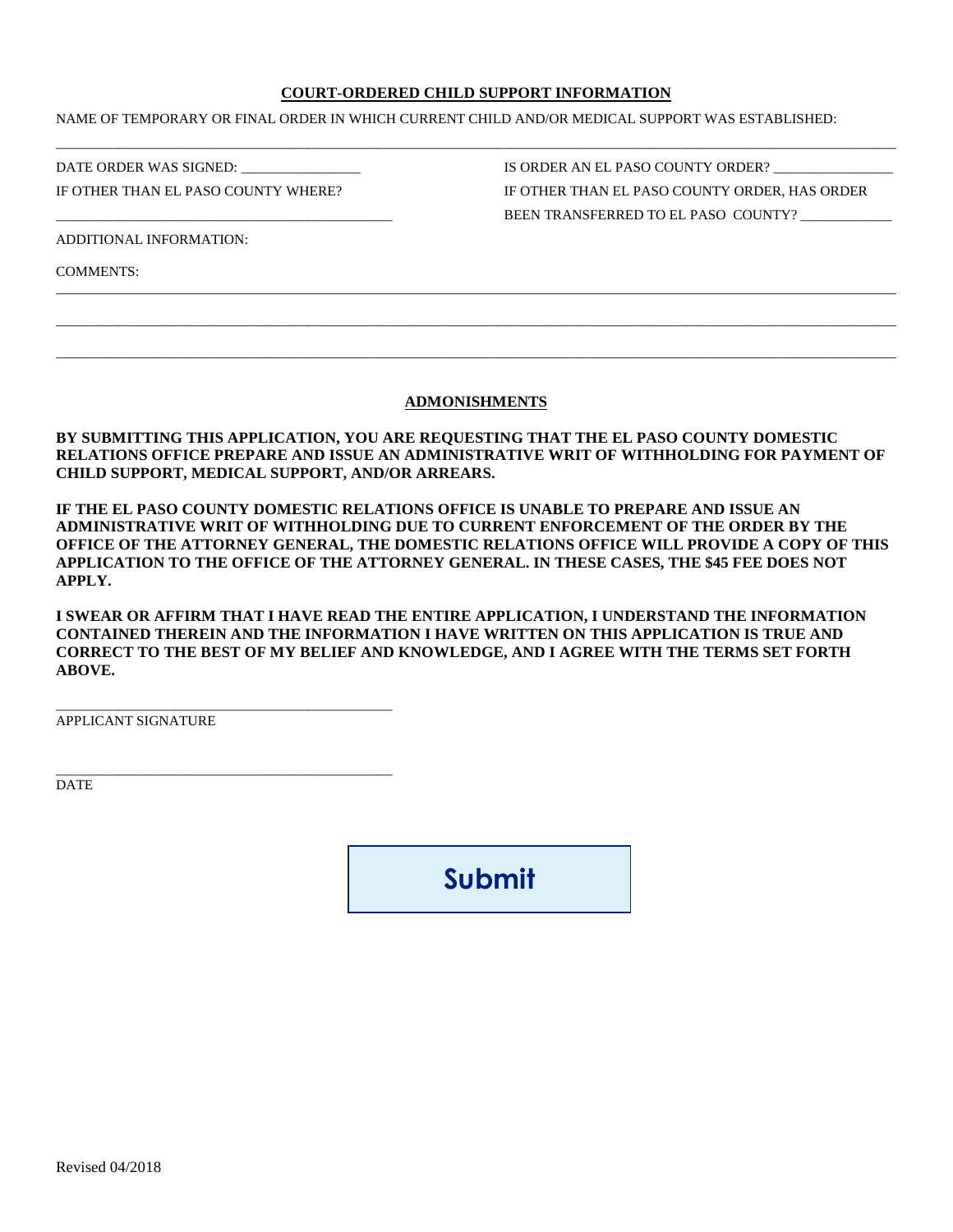## COURT-ORDERED CHILD SUPPORT INFORMATION

NAME OF TEMPORARY OR FINAL ORDER IN WHICH CURRENT CHILD AND/OR MEDICAL SUPPORT WAS ESTABLISHED:

______________________________________________________________________________________________

DATE ORDER WAS SIGNED: ________________

IS ORDER AN EL PASO COUNTY ORDER? ________________

IF OTHER THAN EL PASO COUNTY WHERE?

______________________________________________

IF OTHER THAN EL PASO COUNTY ORDER, HAS ORDER BEEN TRANSFERRED TO EL PASO COUNTY? ____________

ADDITIONAL INFORMATION:

COMMENTS:

______________________________________________________________________________________________

______________________________________________________________________________________________

______________________________________________________________________________________________

## ADMONISHMENTS

**BY SUBMITTING THIS APPLICATION, YOU ARE REQUESTING THAT THE EL PASO COUNTY DOMESTIC RELATIONS OFFICE PREPARE AND ISSUE AN ADMINISTRATIVE WRIT OF WITHHOLDING FOR PAYMENT OF CHILD SUPPORT, MEDICAL SUPPORT, AND/OR ARREARS.**

**IF THE EL PASO COUNTY DOMESTIC RELATIONS OFFICE IS UNABLE TO PREPARE AND ISSUE AN ADMINISTRATIVE WRIT OF WITHHOLDING DUE TO CURRENT ENFORCEMENT OF THE ORDER BY THE OFFICE OF THE ATTORNEY GENERAL, THE DOMESTIC RELATIONS OFFICE WILL PROVIDE A COPY OF THIS APPLICATION TO THE OFFICE OF THE ATTORNEY GENERAL. IN THESE CASES, THE $45 FEE DOES NOT APPLY.**

**I SWEAR OR AFFIRM THAT I HAVE READ THE ENTIRE APPLICATION, I UNDERSTAND THE INFORMATION CONTAINED THEREIN AND THE INFORMATION I HAVE WRITTEN ON THIS APPLICATION IS TRUE AND CORRECT TO THE BEST OF MY BELIEF AND KNOWLEDGE, AND I AGREE WITH THE TERMS SET FORTH ABOVE.**

______________________________________________

APPLICANT SIGNATURE

______________________________________________

DATE

Submit

Revised 04/2018